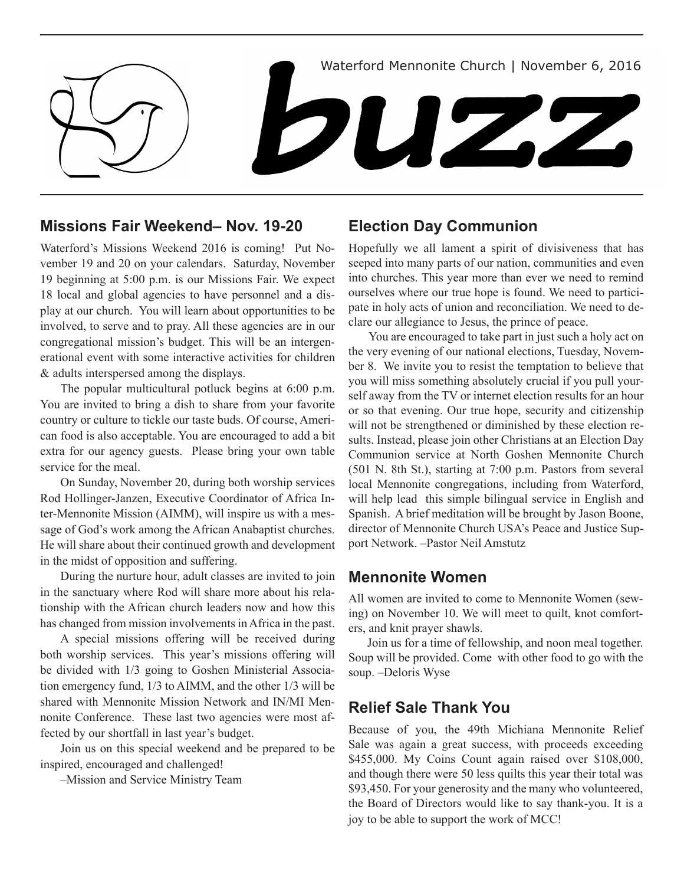Waterford Mennonite Church | November 6, 2016

# buzz

## Missions Fair Weekend– Nov. 19-20

Waterford's Missions Weekend 2016 is coming! Put November 19 and 20 on your calendars. Saturday, November 19 beginning at 5:00 p.m. is our Missions Fair. We expect 18 local and global agencies to have personnel and a display at our church. You will learn about opportunities to be involved, to serve and to pray. All these agencies are in our congregational mission's budget. This will be an intergenerational event with some interactive activities for children & adults interspersed among the displays.

The popular multicultural potluck begins at 6:00 p.m. You are invited to bring a dish to share from your favorite country or culture to tickle our taste buds. Of course, American food is also acceptable. You are encouraged to add a bit extra for our agency guests. Please bring your own table service for the meal.

On Sunday, November 20, during both worship services Rod Hollinger-Janzen, Executive Coordinator of Africa Inter-Mennonite Mission (AIMM), will inspire us with a message of God's work among the African Anabaptist churches. He will share about their continued growth and development in the midst of opposition and suffering.

During the nurture hour, adult classes are invited to join in the sanctuary where Rod will share more about his relationship with the African church leaders now and how this has changed from mission involvements in Africa in the past.

A special missions offering will be received during both worship services. This year's missions offering will be divided with 1/3 going to Goshen Ministerial Association emergency fund, 1/3 to AIMM, and the other 1/3 will be shared with Mennonite Mission Network and IN/MI Mennonite Conference. These last two agencies were most affected by our shortfall in last year's budget.

Join us on this special weekend and be prepared to be inspired, encouraged and challenged!

–Mission and Service Ministry Team

## Election Day Communion

Hopefully we all lament a spirit of divisiveness that has seeped into many parts of our nation, communities and even into churches. This year more than ever we need to remind ourselves where our true hope is found. We need to participate in holy acts of union and reconciliation. We need to declare our allegiance to Jesus, the prince of peace.

You are encouraged to take part in just such a holy act on the very evening of our national elections, Tuesday, November 8. We invite you to resist the temptation to believe that you will miss something absolutely crucial if you pull yourself away from the TV or internet election results for an hour or so that evening. Our true hope, security and citizenship will not be strengthened or diminished by these election results. Instead, please join other Christians at an Election Day Communion service at North Goshen Mennonite Church (501 N. 8th St.), starting at 7:00 p.m. Pastors from several local Mennonite congregations, including from Waterford, will help lead this simple bilingual service in English and Spanish. A brief meditation will be brought by Jason Boone, director of Mennonite Church USA's Peace and Justice Support Network. –Pastor Neil Amstutz

## Mennonite Women

All women are invited to come to Mennonite Women (sewing) on November 10. We will meet to quilt, knot comforters, and knit prayer shawls.

Join us for a time of fellowship, and noon meal together. Soup will be provided. Come with other food to go with the soup. –Deloris Wyse

## Relief Sale Thank You

Because of you, the 49th Michiana Mennonite Relief Sale was again a great success, with proceeds exceeding $455,000. My Coins Count again raised over $108,000, and though there were 50 less quilts this year their total was $93,450. For your generosity and the many who volunteered, the Board of Directors would like to say thank-you. It is a joy to be able to support the work of MCC!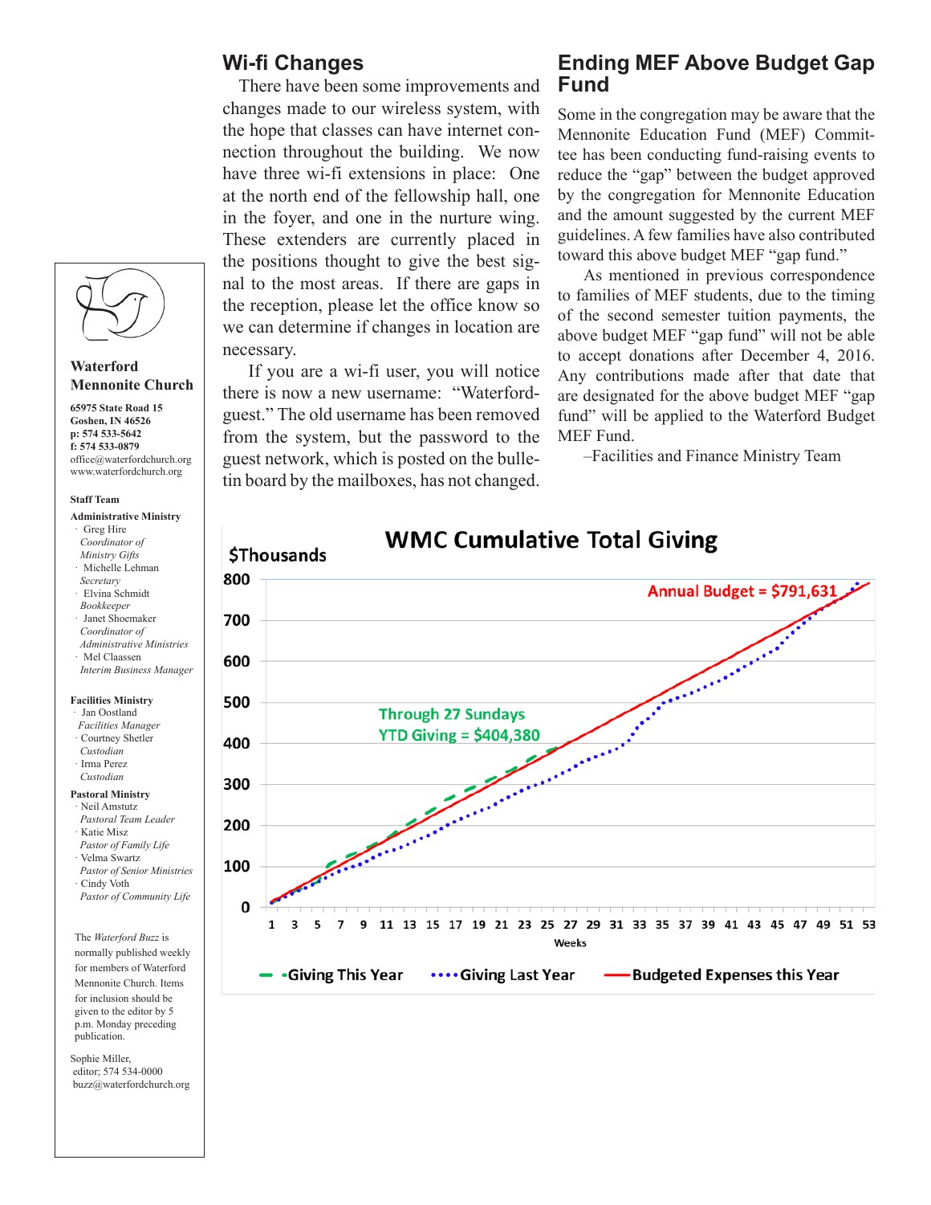**Waterford Mennonite Church**

**65975 State Road 15**
**Goshen, IN 46526**
**p: 574 533-5642**
**f: 574 533-0879**
office@waterfordchurch.org
www.waterfordchurch.org

**Staff Team**

**Administrative Ministry**

- Greg Hire
  *Coordinator of Ministry Gifts*
- Michelle Lehman
  *Secretary*
- Elvina Schmidt
  *Bookkeeper*
- Janet Shoemaker
  *Coordinator of Administrative Ministries*
- Mel Claassen
  *Interim Business Manager*

**Facilities Ministry**

- Jan Oostland
  *Facilities Manager*
- Courtney Shetler
  *Custodian*
- Irma Perez
  *Custodian*

**Pastoral Ministry**

- Neil Amstutz
  *Pastoral Team Leader*
- Katie Misz
  *Pastor of Family Life*
- Velma Swartz
  *Pastor of Senior Ministries*
- Cindy Voth
  *Pastor of Community Life*

The *Waterford Buzz* is normally published weekly for members of Waterford Mennonite Church. Items for inclusion should be given to the editor by 5 p.m. Monday preceding publication.

Sophie Miller, editor; 574 534-0000
buzz@waterfordchurch.org

## Wi-fi Changes

There have been some improvements and changes made to our wireless system, with the hope that classes can have internet connection throughout the building. We now have three wi-fi extensions in place: One at the north end of the fellowship hall, one in the foyer, and one in the nurture wing. These extenders are currently placed in the positions thought to give the best signal to the most areas. If there are gaps in the reception, please let the office know so we can determine if changes in location are necessary.

If you are a wi-fi user, you will notice there is now a new username: "Waterford-guest." The old username has been removed from the system, but the password to the guest network, which is posted on the bulletin board by the mailboxes, has not changed.

## Ending MEF Above Budget Gap Fund

Some in the congregation may be aware that the Mennonite Education Fund (MEF) Committee has been conducting fund-raising events to reduce the "gap" between the budget approved by the congregation for Mennonite Education and the amount suggested by the current MEF guidelines. A few families have also contributed toward this above budget MEF "gap fund."

As mentioned in previous correspondence to families of MEF students, due to the timing of the second semester tuition payments, the above budget MEF "gap fund" will not be able to accept donations after December 4, 2016. Any contributions made after that date that are designated for the above budget MEF "gap fund" will be applied to the Waterford Budget MEF Fund.

–Facilities and Finance Ministry Team

WMC Cumulative Total Giving

$Thousands

800
700
600
500
400
300
200
100
0

1 3 5 7 9 11 13 15 17 19 21 23 25 27 29 31 33 35 37 39 41 43 45 47 49 51 53

Weeks

Annual Budget = $791,631

Through 27 Sundays
YTD Giving = $404,380

Giving This Year
Giving Last Year
Budgeted Expenses this Year